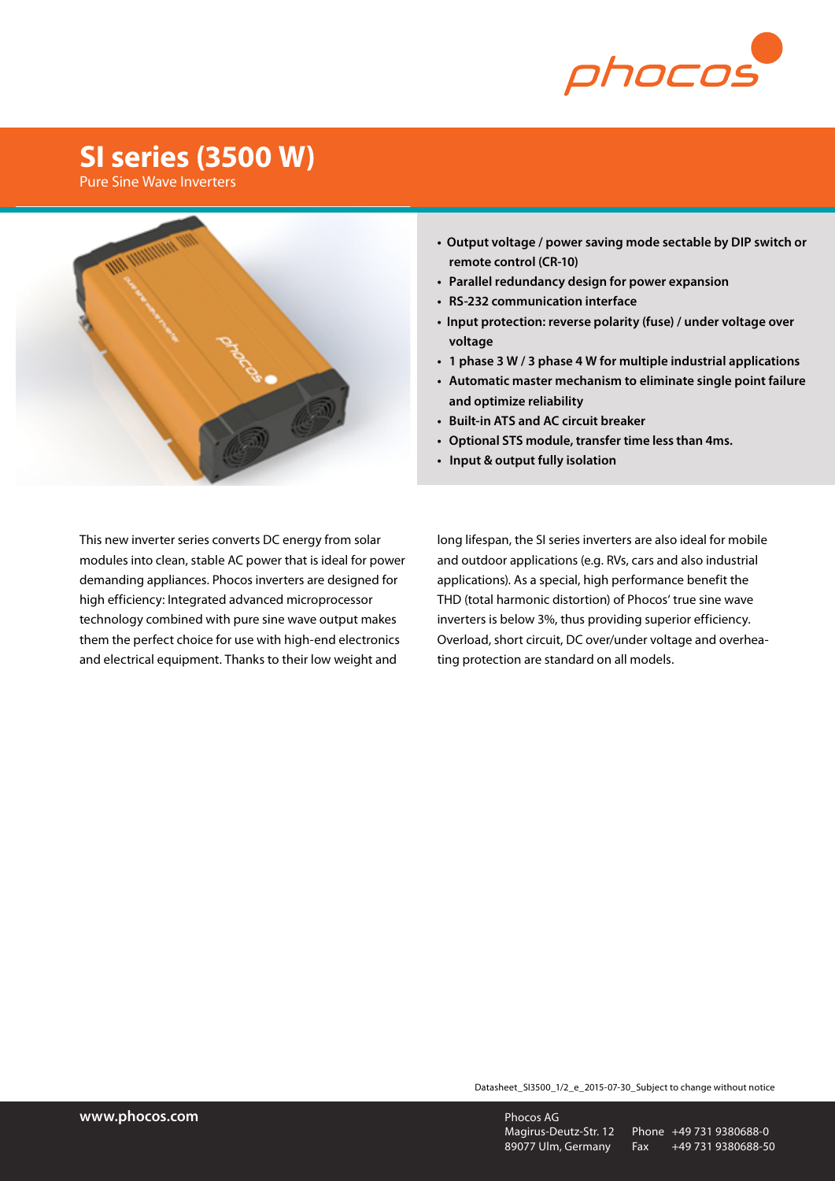# SI series (3500 W)

Pure Sine Wave Inverters

- **Output voltage / power saving mode sectable by DIP switch or remote control (CR-10)**
- **Parallel redundancy design for power expansion**
- **RS-232 communication interface**
- **Input protection: reverse polarity (fuse) / under voltage over voltage**
- **1 phase 3 W / 3 phase 4 W for multiple industrial applications**
- **Automatic master mechanism to eliminate single point failure and optimize reliability**
- **Built-in ATS and AC circuit breaker**
- **Optional STS module, transfer time less than 4ms.**
- **Input & output fully isolation**

This new inverter series converts DC energy from solar modules into clean, stable AC power that is ideal for power demanding appliances. Phocos inverters are designed for high efficiency: Integrated advanced microprocessor technology combined with pure sine wave output makes them the perfect choice for use with high-end electronics and electrical equipment. Thanks to their low weight and long lifespan, the SI series inverters are also ideal for mobile and outdoor applications (e.g. RVs, cars and also industrial applications). As a special, high performance benefit the THD (total harmonic distortion) of Phocos' true sine wave inverters is below 3%, thus providing superior efficiency. Overload, short circuit, DC over/under voltage and overheating protection are standard on all models.

Datasheet_SI3500_1/2_e_2015-07-30_Subject to change without notice

www.phocos.com

Phocos AG
Magirus-Deutz-Str. 12
89077 Ulm, Germany

Phone +49 731 9380688-0
Fax +49 731 9380688-50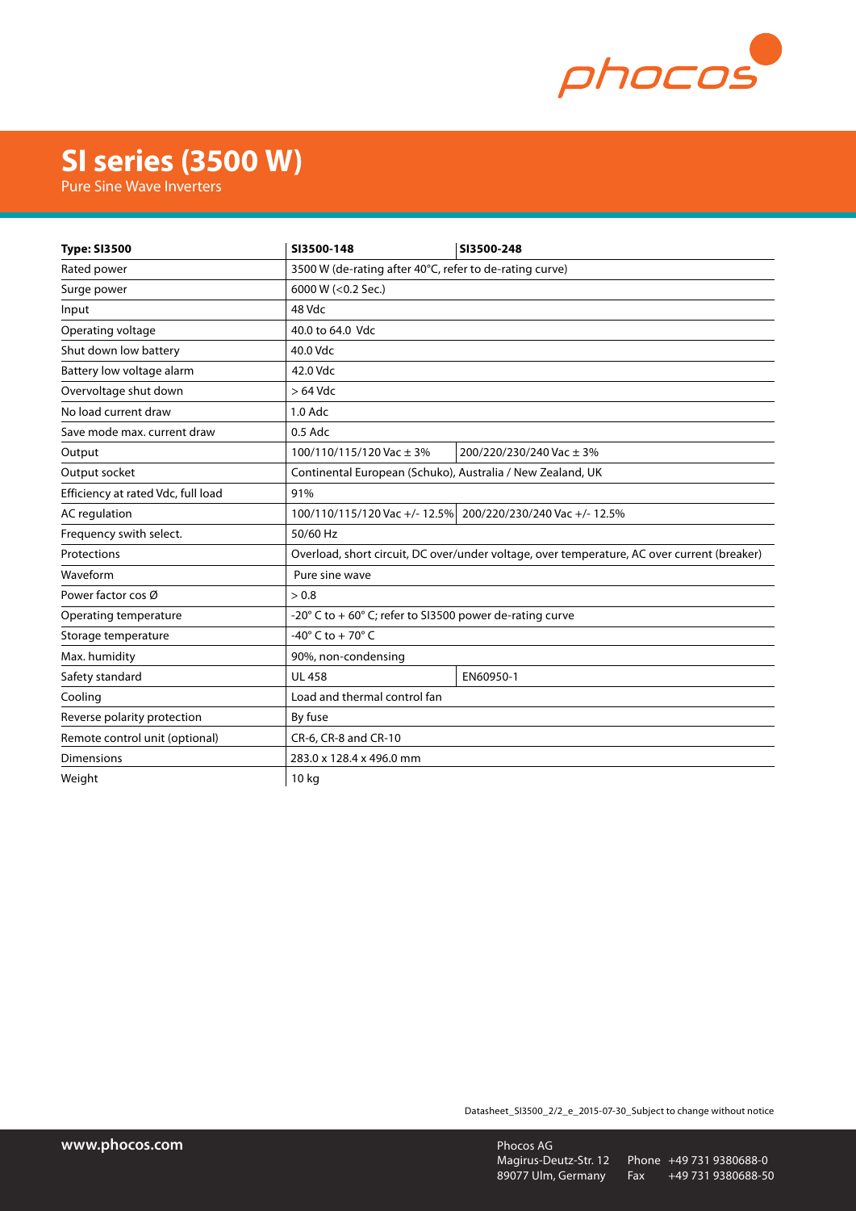# SI series (3500 W)

Pure Sine Wave Inverters

| Type: SI3500 | SI3500-148 | SI3500-248 |
|---|---|---|
| Rated power | 3500 W (de-rating after 40°C, refer to de-rating curve) | |
| Surge power | 6000 W (<0.2 Sec.) | |
| Input | 48 Vdc | |
| Operating voltage | 40.0 to 64.0 Vdc | |
| Shut down low battery | 40.0 Vdc | |
| Battery low voltage alarm | 42.0 Vdc | |
| Overvoltage shut down | > 64 Vdc | |
| No load current draw | 1.0 Adc | |
| Save mode max. current draw | 0.5 Adc | |
| Output | 100/110/115/120 Vac ± 3% | 200/220/230/240 Vac ± 3% |
| Output socket | Continental European (Schuko), Australia / New Zealand, UK | |
| Efficiency at rated Vdc, full load | 91% | |
| AC regulation | 100/110/115/120 Vac +/- 12.5% | 200/220/230/240 Vac +/- 12.5% |
| Frequency swith select. | 50/60 Hz | |
| Protections | Overload, short circuit, DC over/under voltage, over temperature, AC over current (breaker) | |
| Waveform | Pure sine wave | |
| Power factor cos Ø | > 0.8 | |
| Operating temperature | -20° C to + 60° C; refer to SI3500 power de-rating curve | |
| Storage temperature | -40° C to + 70° C | |
| Max. humidity | 90%, non-condensing | |
| Safety standard | UL 458 | EN60950-1 |
| Cooling | Load and thermal control fan | |
| Reverse polarity protection | By fuse | |
| Remote control unit (optional) | CR-6, CR-8 and CR-10 | |
| Dimensions | 283.0 x 128.4 x 496.0 mm | |
| Weight | 10 kg | |

Datasheet_SI3500_2/2_e_2015-07-30_Subject to change without notice

**www.phocos.com**

Phocos AG
Magirus-Deutz-Str. 12
89077 Ulm, Germany
Phone +49 731 9380688-0
Fax +49 731 9380688-50